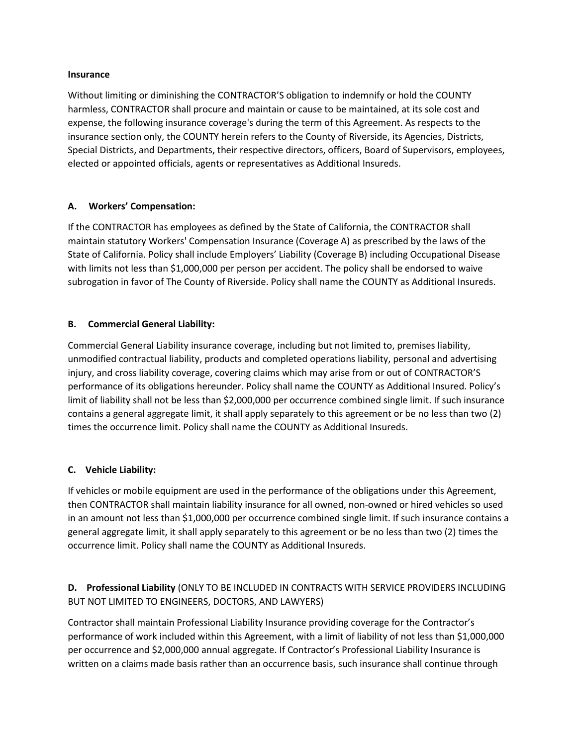**Insurance**

Without limiting or diminishing the CONTRACTOR'S obligation to indemnify or hold the COUNTY harmless, CONTRACTOR shall procure and maintain or cause to be maintained, at its sole cost and expense, the following insurance coverage's during the term of this Agreement. As respects to the insurance section only, the COUNTY herein refers to the County of Riverside, its Agencies, Districts, Special Districts, and Departments, their respective directors, officers, Board of Supervisors, employees, elected or appointed officials, agents or representatives as Additional Insureds.

**A. Workers' Compensation:**

If the CONTRACTOR has employees as defined by the State of California, the CONTRACTOR shall maintain statutory Workers' Compensation Insurance (Coverage A) as prescribed by the laws of the State of California. Policy shall include Employers' Liability (Coverage B) including Occupational Disease with limits not less than $1,000,000 per person per accident. The policy shall be endorsed to waive subrogation in favor of The County of Riverside. Policy shall name the COUNTY as Additional Insureds.

**B. Commercial General Liability:**

Commercial General Liability insurance coverage, including but not limited to, premises liability, unmodified contractual liability, products and completed operations liability, personal and advertising injury, and cross liability coverage, covering claims which may arise from or out of CONTRACTOR'S performance of its obligations hereunder. Policy shall name the COUNTY as Additional Insured. Policy's limit of liability shall not be less than $2,000,000 per occurrence combined single limit. If such insurance contains a general aggregate limit, it shall apply separately to this agreement or be no less than two (2) times the occurrence limit. Policy shall name the COUNTY as Additional Insureds.

**C. Vehicle Liability:**

If vehicles or mobile equipment are used in the performance of the obligations under this Agreement, then CONTRACTOR shall maintain liability insurance for all owned, non-owned or hired vehicles so used in an amount not less than $1,000,000 per occurrence combined single limit. If such insurance contains a general aggregate limit, it shall apply separately to this agreement or be no less than two (2) times the occurrence limit. Policy shall name the COUNTY as Additional Insureds.

**D. Professional Liability** (ONLY TO BE INCLUDED IN CONTRACTS WITH SERVICE PROVIDERS INCLUDING BUT NOT LIMITED TO ENGINEERS, DOCTORS, AND LAWYERS)

Contractor shall maintain Professional Liability Insurance providing coverage for the Contractor's performance of work included within this Agreement, with a limit of liability of not less than $1,000,000 per occurrence and $2,000,000 annual aggregate. If Contractor's Professional Liability Insurance is written on a claims made basis rather than an occurrence basis, such insurance shall continue through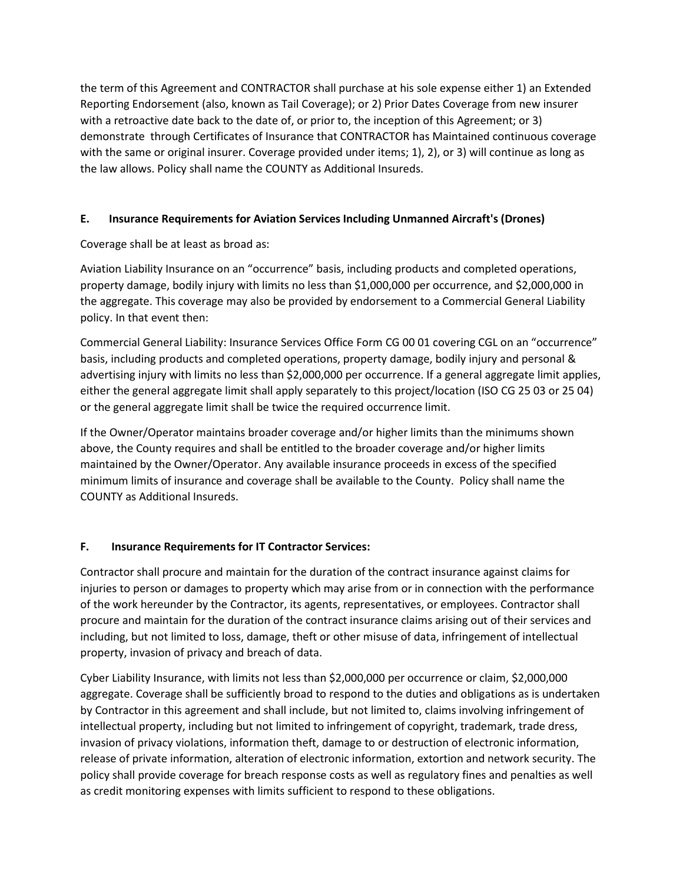the term of this Agreement and CONTRACTOR shall purchase at his sole expense either 1) an Extended Reporting Endorsement (also, known as Tail Coverage); or 2) Prior Dates Coverage from new insurer with a retroactive date back to the date of, or prior to, the inception of this Agreement; or 3) demonstrate through Certificates of Insurance that CONTRACTOR has Maintained continuous coverage with the same or original insurer. Coverage provided under items; 1), 2), or 3) will continue as long as the law allows. Policy shall name the COUNTY as Additional Insureds.

**E. Insurance Requirements for Aviation Services Including Unmanned Aircraft's (Drones)**

Coverage shall be at least as broad as:

Aviation Liability Insurance on an "occurrence" basis, including products and completed operations, property damage, bodily injury with limits no less than $1,000,000 per occurrence, and $2,000,000 in the aggregate. This coverage may also be provided by endorsement to a Commercial General Liability policy. In that event then:

Commercial General Liability: Insurance Services Office Form CG 00 01 covering CGL on an "occurrence" basis, including products and completed operations, property damage, bodily injury and personal & advertising injury with limits no less than $2,000,000 per occurrence. If a general aggregate limit applies, either the general aggregate limit shall apply separately to this project/location (ISO CG 25 03 or 25 04) or the general aggregate limit shall be twice the required occurrence limit.

If the Owner/Operator maintains broader coverage and/or higher limits than the minimums shown above, the County requires and shall be entitled to the broader coverage and/or higher limits maintained by the Owner/Operator. Any available insurance proceeds in excess of the specified minimum limits of insurance and coverage shall be available to the County. Policy shall name the COUNTY as Additional Insureds.

**F. Insurance Requirements for IT Contractor Services:**

Contractor shall procure and maintain for the duration of the contract insurance against claims for injuries to person or damages to property which may arise from or in connection with the performance of the work hereunder by the Contractor, its agents, representatives, or employees. Contractor shall procure and maintain for the duration of the contract insurance claims arising out of their services and including, but not limited to loss, damage, theft or other misuse of data, infringement of intellectual property, invasion of privacy and breach of data.

Cyber Liability Insurance, with limits not less than $2,000,000 per occurrence or claim, $2,000,000 aggregate. Coverage shall be sufficiently broad to respond to the duties and obligations as is undertaken by Contractor in this agreement and shall include, but not limited to, claims involving infringement of intellectual property, including but not limited to infringement of copyright, trademark, trade dress, invasion of privacy violations, information theft, damage to or destruction of electronic information, release of private information, alteration of electronic information, extortion and network security. The policy shall provide coverage for breach response costs as well as regulatory fines and penalties as well as credit monitoring expenses with limits sufficient to respond to these obligations.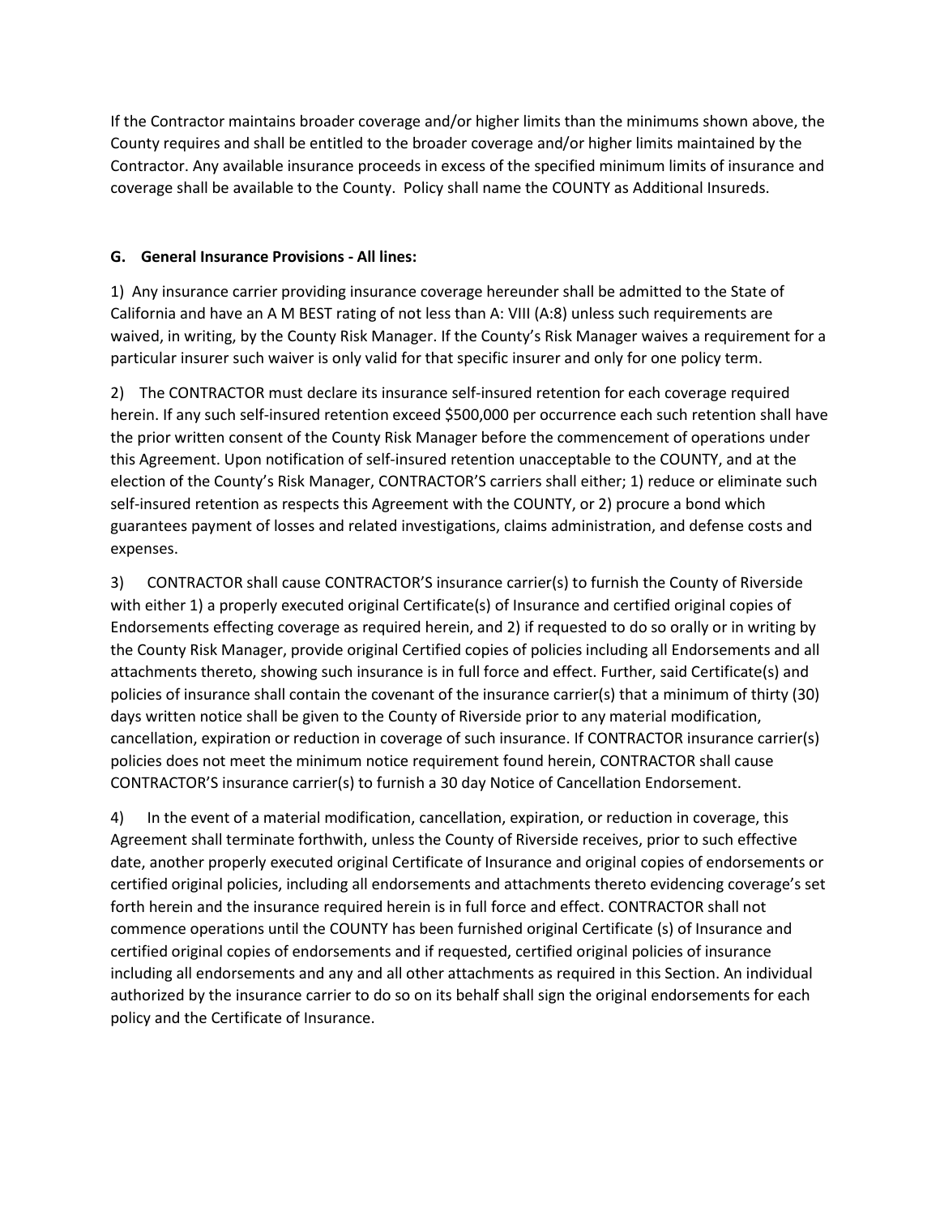If the Contractor maintains broader coverage and/or higher limits than the minimums shown above, the County requires and shall be entitled to the broader coverage and/or higher limits maintained by the Contractor. Any available insurance proceeds in excess of the specified minimum limits of insurance and coverage shall be available to the County. Policy shall name the COUNTY as Additional Insureds.

**G. General Insurance Provisions - All lines:**

1) Any insurance carrier providing insurance coverage hereunder shall be admitted to the State of California and have an A M BEST rating of not less than A: VIII (A:8) unless such requirements are waived, in writing, by the County Risk Manager. If the County's Risk Manager waives a requirement for a particular insurer such waiver is only valid for that specific insurer and only for one policy term.

2) The CONTRACTOR must declare its insurance self-insured retention for each coverage required herein. If any such self-insured retention exceed $500,000 per occurrence each such retention shall have the prior written consent of the County Risk Manager before the commencement of operations under this Agreement. Upon notification of self-insured retention unacceptable to the COUNTY, and at the election of the County's Risk Manager, CONTRACTOR'S carriers shall either; 1) reduce or eliminate such self-insured retention as respects this Agreement with the COUNTY, or 2) procure a bond which guarantees payment of losses and related investigations, claims administration, and defense costs and expenses.

3) CONTRACTOR shall cause CONTRACTOR'S insurance carrier(s) to furnish the County of Riverside with either 1) a properly executed original Certificate(s) of Insurance and certified original copies of Endorsements effecting coverage as required herein, and 2) if requested to do so orally or in writing by the County Risk Manager, provide original Certified copies of policies including all Endorsements and all attachments thereto, showing such insurance is in full force and effect. Further, said Certificate(s) and policies of insurance shall contain the covenant of the insurance carrier(s) that a minimum of thirty (30) days written notice shall be given to the County of Riverside prior to any material modification, cancellation, expiration or reduction in coverage of such insurance. If CONTRACTOR insurance carrier(s) policies does not meet the minimum notice requirement found herein, CONTRACTOR shall cause CONTRACTOR'S insurance carrier(s) to furnish a 30 day Notice of Cancellation Endorsement.

4) In the event of a material modification, cancellation, expiration, or reduction in coverage, this Agreement shall terminate forthwith, unless the County of Riverside receives, prior to such effective date, another properly executed original Certificate of Insurance and original copies of endorsements or certified original policies, including all endorsements and attachments thereto evidencing coverage's set forth herein and the insurance required herein is in full force and effect. CONTRACTOR shall not commence operations until the COUNTY has been furnished original Certificate (s) of Insurance and certified original copies of endorsements and if requested, certified original policies of insurance including all endorsements and any and all other attachments as required in this Section. An individual authorized by the insurance carrier to do so on its behalf shall sign the original endorsements for each policy and the Certificate of Insurance.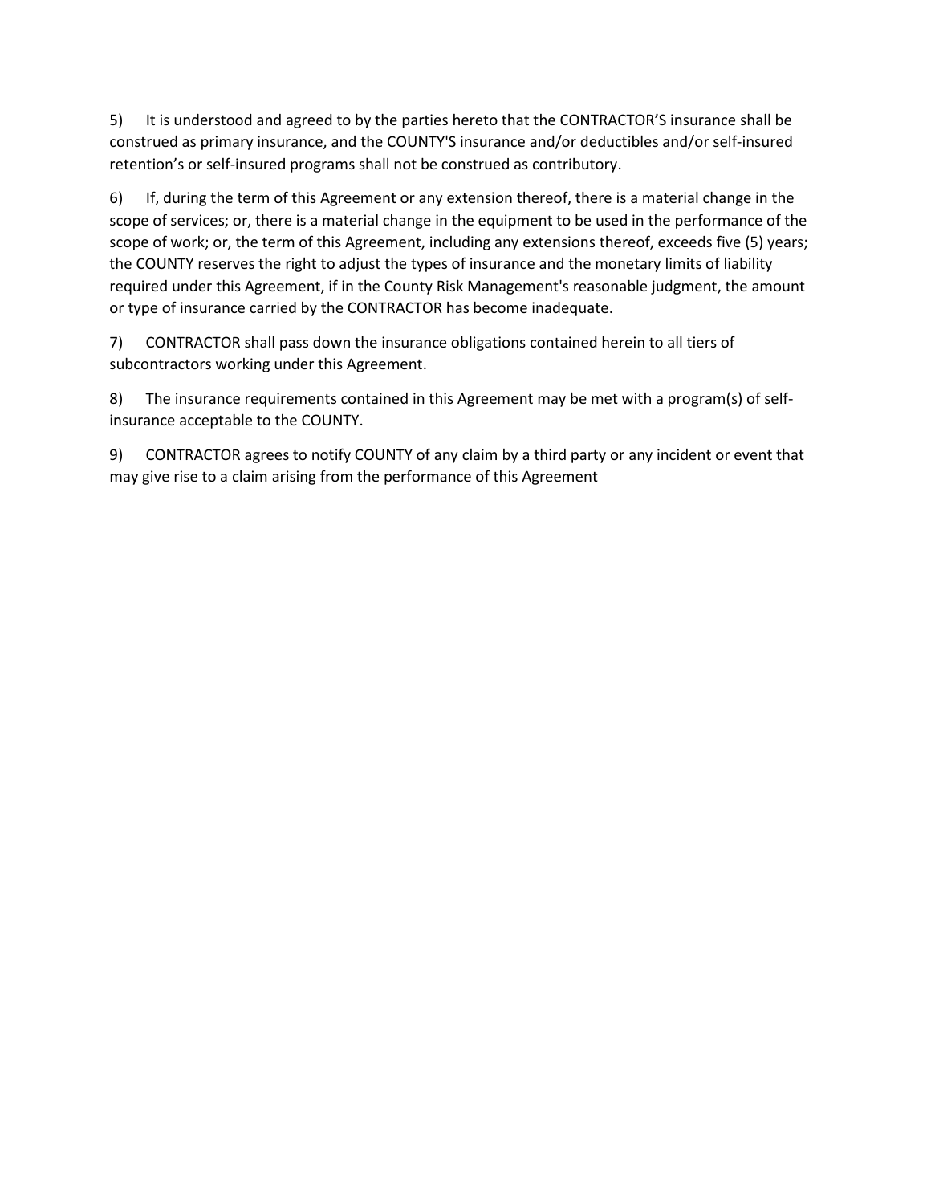5) It is understood and agreed to by the parties hereto that the CONTRACTOR'S insurance shall be construed as primary insurance, and the COUNTY'S insurance and/or deductibles and/or self-insured retention's or self-insured programs shall not be construed as contributory.

6) If, during the term of this Agreement or any extension thereof, there is a material change in the scope of services; or, there is a material change in the equipment to be used in the performance of the scope of work; or, the term of this Agreement, including any extensions thereof, exceeds five (5) years; the COUNTY reserves the right to adjust the types of insurance and the monetary limits of liability required under this Agreement, if in the County Risk Management's reasonable judgment, the amount or type of insurance carried by the CONTRACTOR has become inadequate.

7) CONTRACTOR shall pass down the insurance obligations contained herein to all tiers of subcontractors working under this Agreement.

8) The insurance requirements contained in this Agreement may be met with a program(s) of self-insurance acceptable to the COUNTY.

9) CONTRACTOR agrees to notify COUNTY of any claim by a third party or any incident or event that may give rise to a claim arising from the performance of this Agreement